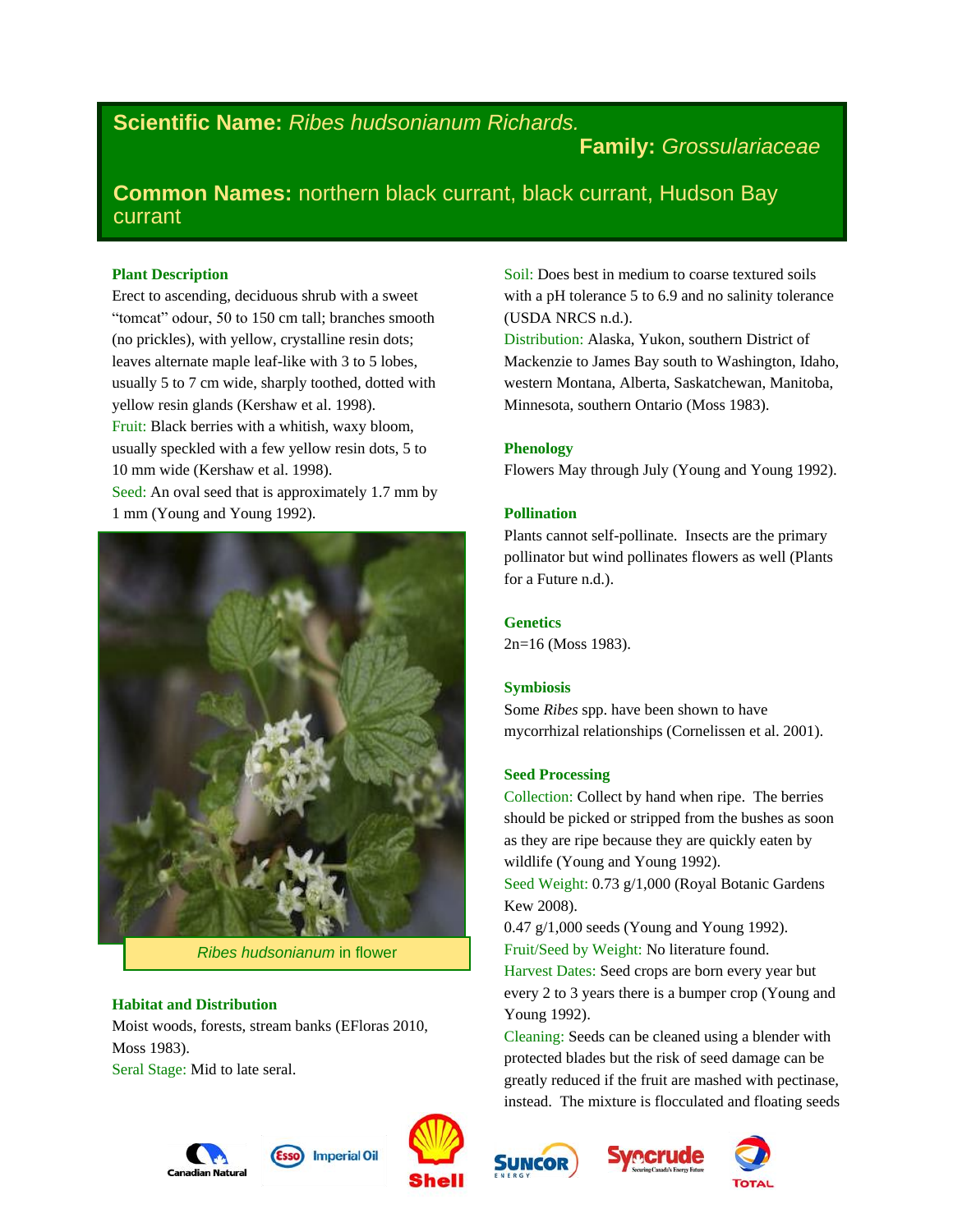**Scientific Name:** *Ribes hudsonianum Richards.*

**Family:** *Grossulariaceae*

**Common Names:** northern black currant, black currant, Hudson Bay currant

## Plant Description

Erect to ascending, deciduous shrub with a sweet "tomcat" odour, 50 to 150 cm tall; branches smooth (no prickles), with yellow, crystalline resin dots; leaves alternate maple leaf-like with 3 to 5 lobes, usually 5 to 7 cm wide, sharply toothed, dotted with yellow resin glands (Kershaw et al. 1998).

Fruit: Black berries with a whitish, waxy bloom, usually speckled with a few yellow resin dots, 5 to 10 mm wide (Kershaw et al. 1998).

Seed: An oval seed that is approximately 1.7 mm by 1 mm (Young and Young 1992).

*Ribes hudsonianum* in flower

## Habitat and Distribution

Moist woods, forests, stream banks (EFloras 2010, Moss 1983).

Seral Stage: Mid to late seral.

Soil: Does best in medium to coarse textured soils with a pH tolerance 5 to 6.9 and no salinity tolerance (USDA NRCS n.d.).

Distribution: Alaska, Yukon, southern District of Mackenzie to James Bay south to Washington, Idaho, western Montana, Alberta, Saskatchewan, Manitoba, Minnesota, southern Ontario (Moss 1983).

## Phenology

Flowers May through July (Young and Young 1992).

## Pollination

Plants cannot self-pollinate. Insects are the primary pollinator but wind pollinates flowers as well (Plants for a Future n.d.).

## Genetics

2n=16 (Moss 1983).

## Symbiosis

Some *Ribes* spp. have been shown to have mycorrhizal relationships (Cornelissen et al. 2001).

## Seed Processing

Collection: Collect by hand when ripe. The berries should be picked or stripped from the bushes as soon as they are ripe because they are quickly eaten by wildlife (Young and Young 1992).

Seed Weight: 0.73 g/1,000 (Royal Botanic Gardens Kew 2008).

0.47 g/1,000 seeds (Young and Young 1992).

Fruit/Seed by Weight: No literature found.

Harvest Dates: Seed crops are born every year but every 2 to 3 years there is a bumper crop (Young and Young 1992).

Cleaning: Seeds can be cleaned using a blender with protected blades but the risk of seed damage can be greatly reduced if the fruit are mashed with pectinase, instead. The mixture is flocculated and floating seeds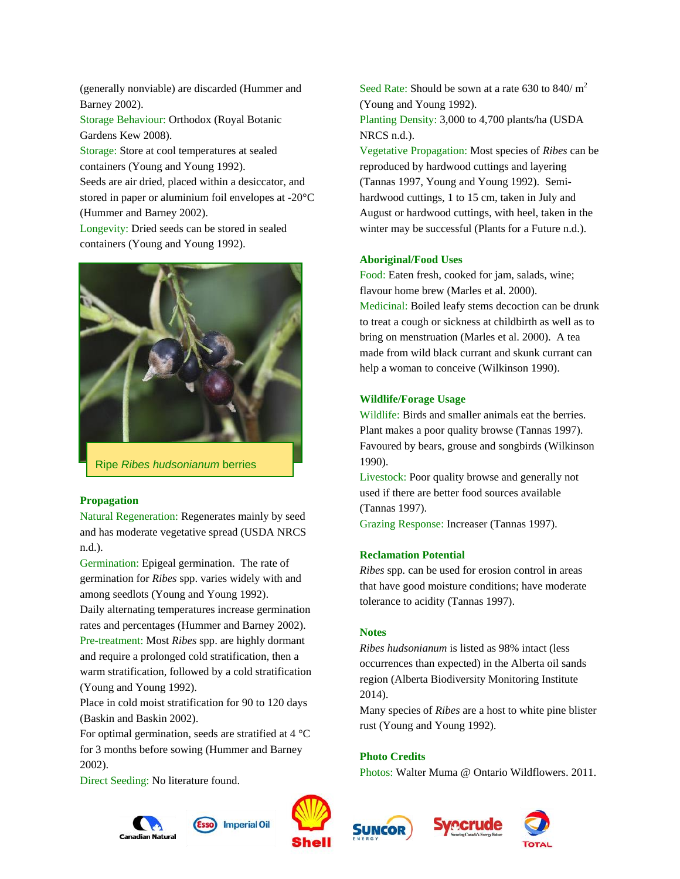(generally nonviable) are discarded (Hummer and Barney 2002).
Storage Behaviour: Orthodox (Royal Botanic Gardens Kew 2008).
Storage: Store at cool temperatures at sealed containers (Young and Young 1992).
Seeds are air dried, placed within a desiccator, and stored in paper or aluminium foil envelopes at -20°C (Hummer and Barney 2002).
Longevity: Dried seeds can be stored in sealed containers (Young and Young 1992).

Ripe *Ribes hudsonianum* berries

### Propagation

Natural Regeneration: Regenerates mainly by seed and has moderate vegetative spread (USDA NRCS n.d.).
Germination: Epigeal germination. The rate of germination for *Ribes* spp. varies widely with and among seedlots (Young and Young 1992).
Daily alternating temperatures increase germination rates and percentages (Hummer and Barney 2002).
Pre-treatment: Most *Ribes* spp. are highly dormant and require a prolonged cold stratification, then a warm stratification, followed by a cold stratification (Young and Young 1992).
Place in cold moist stratification for 90 to 120 days (Baskin and Baskin 2002).
For optimal germination, seeds are stratified at 4 °C for 3 months before sowing (Hummer and Barney 2002).
Direct Seeding: No literature found.
Seed Rate: Should be sown at a rate 630 to 840/ $m^2$ (Young and Young 1992).
Planting Density: 3,000 to 4,700 plants/ha (USDA NRCS n.d.).
Vegetative Propagation: Most species of *Ribes* can be reproduced by hardwood cuttings and layering (Tannas 1997, Young and Young 1992). Semi-hardwood cuttings, 1 to 15 cm, taken in July and August or hardwood cuttings, with heel, taken in the winter may be successful (Plants for a Future n.d.).

### Aboriginal/Food Uses

Food: Eaten fresh, cooked for jam, salads, wine; flavour home brew (Marles et al. 2000).
Medicinal: Boiled leafy stems decoction can be drunk to treat a cough or sickness at childbirth as well as to bring on menstruation (Marles et al. 2000). A tea made from wild black currant and skunk currant can help a woman to conceive (Wilkinson 1990).

### Wildlife/Forage Usage

Wildlife: Birds and smaller animals eat the berries. Plant makes a poor quality browse (Tannas 1997). Favoured by bears, grouse and songbirds (Wilkinson 1990).
Livestock: Poor quality browse and generally not used if there are better food sources available (Tannas 1997).
Grazing Response: Increaser (Tannas 1997).

### Reclamation Potential

*Ribes* spp. can be used for erosion control in areas that have good moisture conditions; have moderate tolerance to acidity (Tannas 1997).

### Notes

*Ribes hudsonianum* is listed as 98% intact (less occurrences than expected) in the Alberta oil sands region (Alberta Biodiversity Monitoring Institute 2014).
Many species of *Ribes* are a host to white pine blister rust (Young and Young 1992).

### Photo Credits

Photos: Walter Muma @ Ontario Wildflowers. 2011.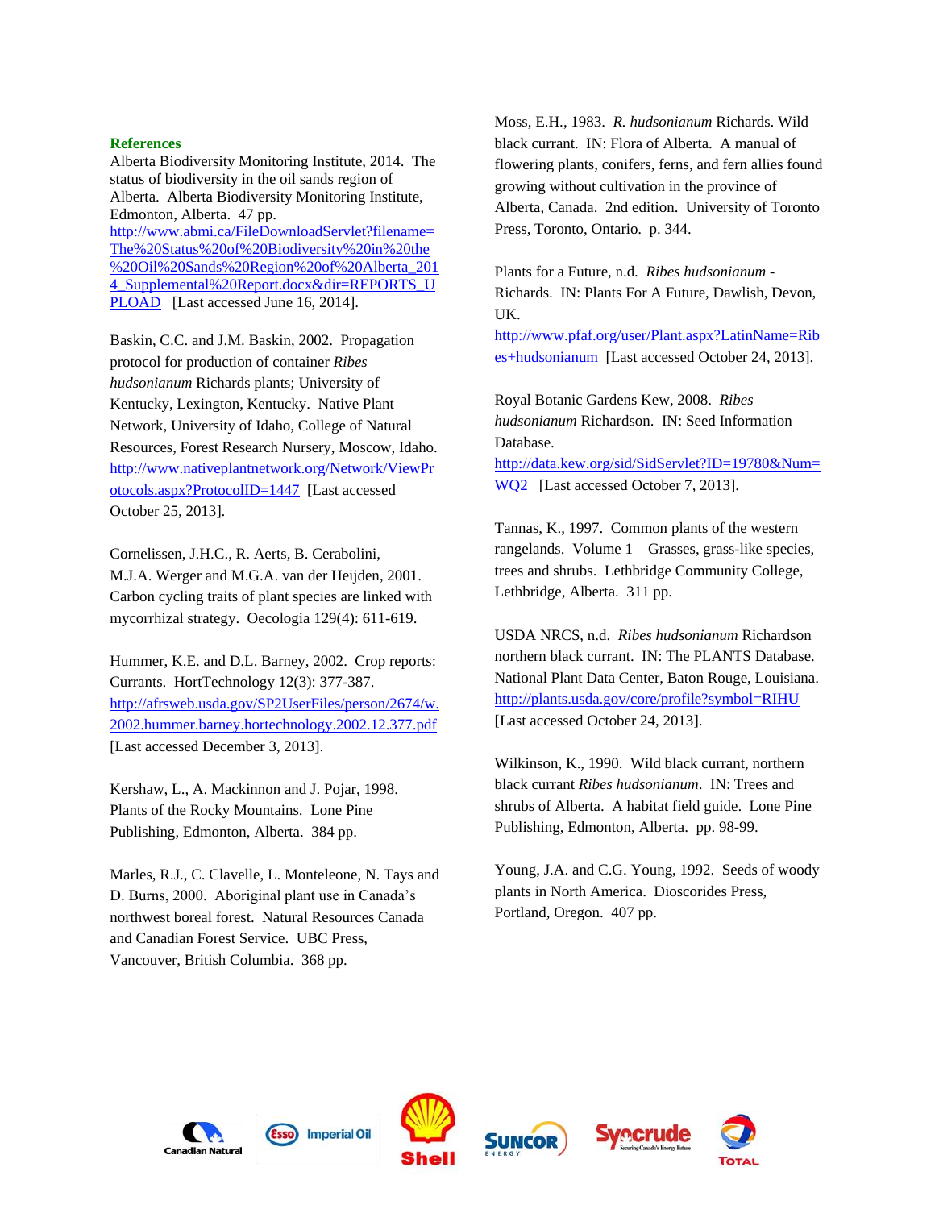## References

Alberta Biodiversity Monitoring Institute, 2014. The status of biodiversity in the oil sands region of Alberta. Alberta Biodiversity Monitoring Institute, Edmonton, Alberta. 47 pp. http://www.abmi.ca/FileDownloadServlet?filename=The%20Status%20of%20Biodiversity%20in%20the%20Oil%20Sands%20Region%20of%20Alberta_2014_Supplemental%20Report.docx&dir=REPORTS_UPLOAD [Last accessed June 16, 2014].

Baskin, C.C. and J.M. Baskin, 2002. Propagation protocol for production of container *Ribes hudsonianum* Richards plants; University of Kentucky, Lexington, Kentucky. Native Plant Network, University of Idaho, College of Natural Resources, Forest Research Nursery, Moscow, Idaho. http://www.nativeplantnetwork.org/Network/ViewProtocols.aspx?ProtocolID=1447 [Last accessed October 25, 2013].

Cornelissen, J.H.C., R. Aerts, B. Cerabolini, M.J.A. Werger and M.G.A. van der Heijden, 2001. Carbon cycling traits of plant species are linked with mycorrhizal strategy. Oecologia 129(4): 611-619.

Hummer, K.E. and D.L. Barney, 2002. Crop reports: Currants. HortTechnology 12(3): 377-387. http://afrsweb.usda.gov/SP2UserFiles/person/2674/w.2002.hummer.barney.hortechnology.2002.12.377.pdf [Last accessed December 3, 2013].

Kershaw, L., A. Mackinnon and J. Pojar, 1998. Plants of the Rocky Mountains. Lone Pine Publishing, Edmonton, Alberta. 384 pp.

Marles, R.J., C. Clavelle, L. Monteleone, N. Tays and D. Burns, 2000. Aboriginal plant use in Canada's northwest boreal forest. Natural Resources Canada and Canadian Forest Service. UBC Press, Vancouver, British Columbia. 368 pp.

Moss, E.H., 1983. *R. hudsonianum* Richards. Wild black currant. IN: Flora of Alberta. A manual of flowering plants, conifers, ferns, and fern allies found growing without cultivation in the province of Alberta, Canada. 2nd edition. University of Toronto Press, Toronto, Ontario. p. 344.

Plants for a Future, n.d. *Ribes hudsonianum* - Richards. IN: Plants For A Future, Dawlish, Devon, UK. http://www.pfaf.org/user/Plant.aspx?LatinName=Ribes+hudsonianum [Last accessed October 24, 2013].

Royal Botanic Gardens Kew, 2008. *Ribes hudsonianum* Richardson. IN: Seed Information Database. http://data.kew.org/sid/SidServlet?ID=19780&Num=WQ2 [Last accessed October 7, 2013].

Tannas, K., 1997. Common plants of the western rangelands. Volume 1 – Grasses, grass-like species, trees and shrubs. Lethbridge Community College, Lethbridge, Alberta. 311 pp.

USDA NRCS, n.d. *Ribes hudsonianum* Richardson northern black currant. IN: The PLANTS Database. National Plant Data Center, Baton Rouge, Louisiana. http://plants.usda.gov/core/profile?symbol=RIHU [Last accessed October 24, 2013].

Wilkinson, K., 1990. Wild black currant, northern black currant *Ribes hudsonianum*. IN: Trees and shrubs of Alberta. A habitat field guide. Lone Pine Publishing, Edmonton, Alberta. pp. 98-99.

Young, J.A. and C.G. Young, 1992. Seeds of woody plants in North America. Dioscorides Press, Portland, Oregon. 407 pp.